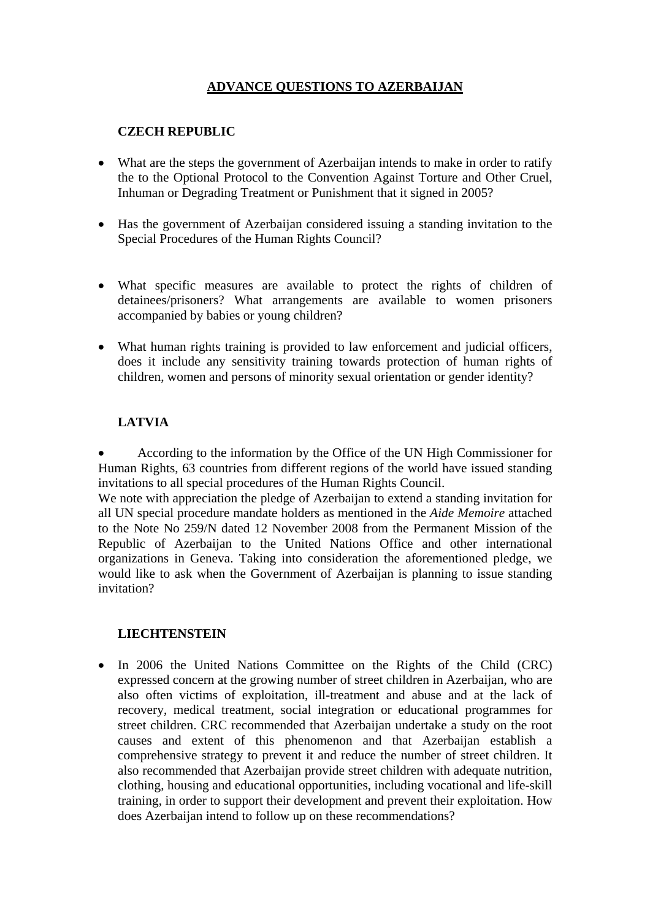# ADVANCE QUESTIONS TO AZERBAIJAN

## CZECH REPUBLIC

- What are the steps the government of Azerbaijan intends to make in order to ratify the to the Optional Protocol to the Convention Against Torture and Other Cruel, Inhuman or Degrading Treatment or Punishment that it signed in 2005?
- Has the government of Azerbaijan considered issuing a standing invitation to the Special Procedures of the Human Rights Council?
- What specific measures are available to protect the rights of children of detainees/prisoners? What arrangements are available to women prisoners accompanied by babies or young children?
- What human rights training is provided to law enforcement and judicial officers, does it include any sensitivity training towards protection of human rights of children, women and persons of minority sexual orientation or gender identity?

## LATVIA

- According to the information by the Office of the UN High Commissioner for Human Rights, 63 countries from different regions of the world have issued standing invitations to all special procedures of the Human Rights Council.

We note with appreciation the pledge of Azerbaijan to extend a standing invitation for all UN special procedure mandate holders as mentioned in the *Aide Memoire* attached to the Note No 259/N dated 12 November 2008 from the Permanent Mission of the Republic of Azerbaijan to the United Nations Office and other international organizations in Geneva. Taking into consideration the aforementioned pledge, we would like to ask when the Government of Azerbaijan is planning to issue standing invitation?

## LIECHTENSTEIN

- In 2006 the United Nations Committee on the Rights of the Child (CRC) expressed concern at the growing number of street children in Azerbaijan, who are also often victims of exploitation, ill-treatment and abuse and at the lack of recovery, medical treatment, social integration or educational programmes for street children. CRC recommended that Azerbaijan undertake a study on the root causes and extent of this phenomenon and that Azerbaijan establish a comprehensive strategy to prevent it and reduce the number of street children. It also recommended that Azerbaijan provide street children with adequate nutrition, clothing, housing and educational opportunities, including vocational and life-skill training, in order to support their development and prevent their exploitation. How does Azerbaijan intend to follow up on these recommendations?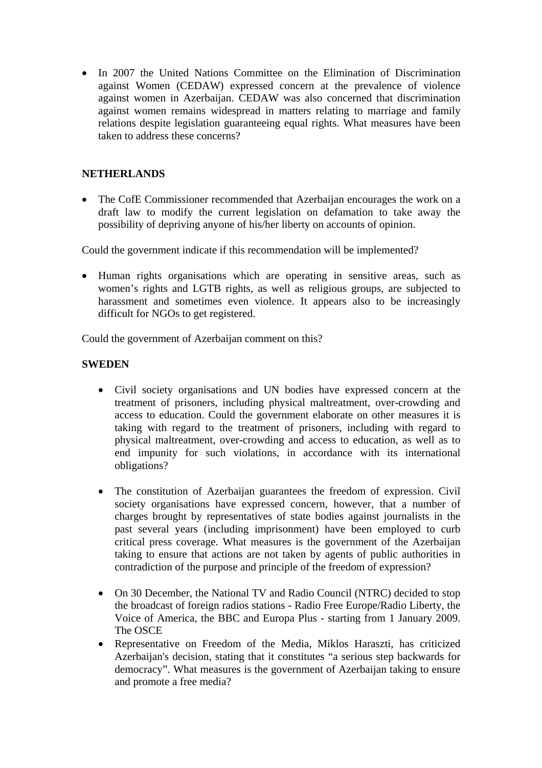- In 2007 the United Nations Committee on the Elimination of Discrimination against Women (CEDAW) expressed concern at the prevalence of violence against women in Azerbaijan. CEDAW was also concerned that discrimination against women remains widespread in matters relating to marriage and family relations despite legislation guaranteeing equal rights. What measures have been taken to address these concerns?

**NETHERLANDS**

- The CofE Commissioner recommended that Azerbaijan encourages the work on a draft law to modify the current legislation on defamation to take away the possibility of depriving anyone of his/her liberty on accounts of opinion.

Could the government indicate if this recommendation will be implemented?

- Human rights organisations which are operating in sensitive areas, such as women's rights and LGTB rights, as well as religious groups, are subjected to harassment and sometimes even violence. It appears also to be increasingly difficult for NGOs to get registered.

Could the government of Azerbaijan comment on this?

**SWEDEN**

- Civil society organisations and UN bodies have expressed concern at the treatment of prisoners, including physical maltreatment, over-crowding and access to education. Could the government elaborate on other measures it is taking with regard to the treatment of prisoners, including with regard to physical maltreatment, over-crowding and access to education, as well as to end impunity for such violations, in accordance with its international obligations?

- The constitution of Azerbaijan guarantees the freedom of expression. Civil society organisations have expressed concern, however, that a number of charges brought by representatives of state bodies against journalists in the past several years (including imprisonment) have been employed to curb critical press coverage. What measures is the government of the Azerbaijan taking to ensure that actions are not taken by agents of public authorities in contradiction of the purpose and principle of the freedom of expression?

- On 30 December, the National TV and Radio Council (NTRC) decided to stop the broadcast of foreign radios stations - Radio Free Europe/Radio Liberty, the Voice of America, the BBC and Europa Plus - starting from 1 January 2009. The OSCE
- Representative on Freedom of the Media, Miklos Haraszti, has criticized Azerbaijan's decision, stating that it constitutes "a serious step backwards for democracy". What measures is the government of Azerbaijan taking to ensure and promote a free media?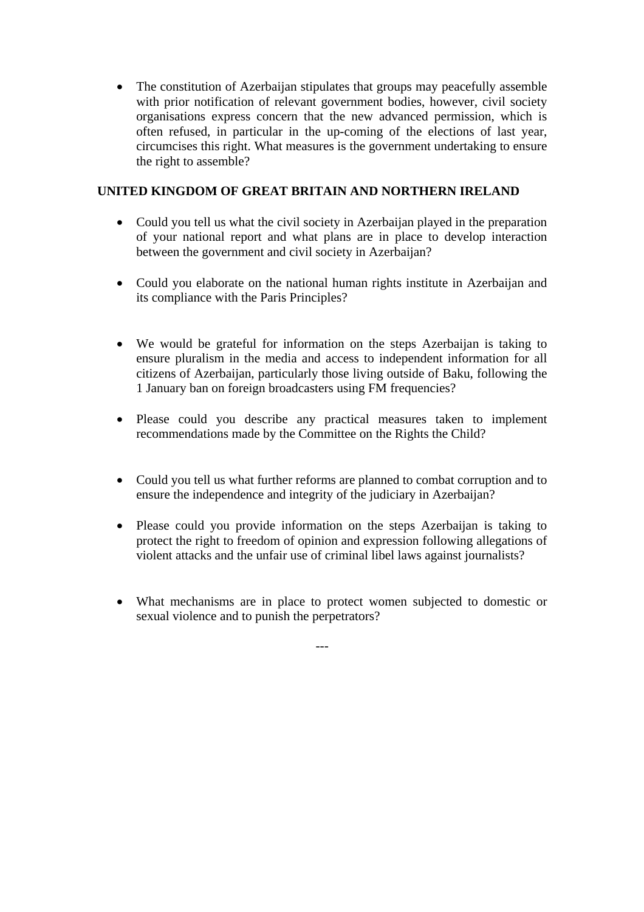- The constitution of Azerbaijan stipulates that groups may peacefully assemble with prior notification of relevant government bodies, however, civil society organisations express concern that the new advanced permission, which is often refused, in particular in the up-coming of the elections of last year, circumcises this right. What measures is the government undertaking to ensure the right to assemble?

**UNITED KINGDOM OF GREAT BRITAIN AND NORTHERN IRELAND**

- Could you tell us what the civil society in Azerbaijan played in the preparation of your national report and what plans are in place to develop interaction between the government and civil society in Azerbaijan?

- Could you elaborate on the national human rights institute in Azerbaijan and its compliance with the Paris Principles?

- We would be grateful for information on the steps Azerbaijan is taking to ensure pluralism in the media and access to independent information for all citizens of Azerbaijan, particularly those living outside of Baku, following the 1 January ban on foreign broadcasters using FM frequencies?

- Please could you describe any practical measures taken to implement recommendations made by the Committee on the Rights the Child?

- Could you tell us what further reforms are planned to combat corruption and to ensure the independence and integrity of the judiciary in Azerbaijan?

- Please could you provide information on the steps Azerbaijan is taking to protect the right to freedom of opinion and expression following allegations of violent attacks and the unfair use of criminal libel laws against journalists?

- What mechanisms are in place to protect women subjected to domestic or sexual violence and to punish the perpetrators?

---